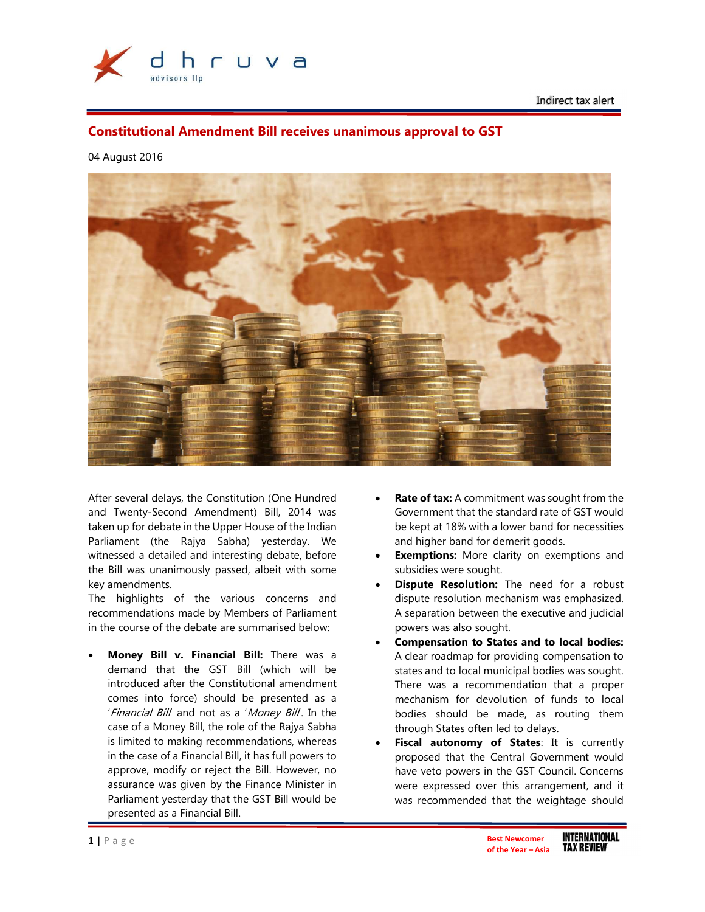Indirect tax alert

# Constitutional Amendment Bill receives unanimous approval to GST

04 August 2016

After several delays, the Constitution (One Hundred and Twenty-Second Amendment) Bill, 2014 was taken up for debate in the Upper House of the Indian Parliament (the Rajya Sabha) yesterday. We witnessed a detailed and interesting debate, before the Bill was unanimously passed, albeit with some key amendments.

The highlights of the various concerns and recommendations made by Members of Parliament in the course of the debate are summarised below:

- **Money Bill v. Financial Bill:** There was a demand that the GST Bill (which will be introduced after the Constitutional amendment comes into force) should be presented as a '*Financial Bill* and not as a '*Money Bill*'. In the case of a Money Bill, the role of the Rajya Sabha is limited to making recommendations, whereas in the case of a Financial Bill, it has full powers to approve, modify or reject the Bill. However, no assurance was given by the Finance Minister in Parliament yesterday that the GST Bill would be presented as a Financial Bill.
- **Rate of tax:** A commitment was sought from the Government that the standard rate of GST would be kept at 18% with a lower band for necessities and higher band for demerit goods.
- **Exemptions:** More clarity on exemptions and subsidies were sought.
- **Dispute Resolution:** The need for a robust dispute resolution mechanism was emphasized. A separation between the executive and judicial powers was also sought.
- **Compensation to States and to local bodies:** A clear roadmap for providing compensation to states and to local municipal bodies was sought. There was a recommendation that a proper mechanism for devolution of funds to local bodies should be made, as routing them through States often led to delays.
- **Fiscal autonomy of States**: It is currently proposed that the Central Government would have veto powers in the GST Council. Concerns were expressed over this arrangement, and it was recommended that the weightage should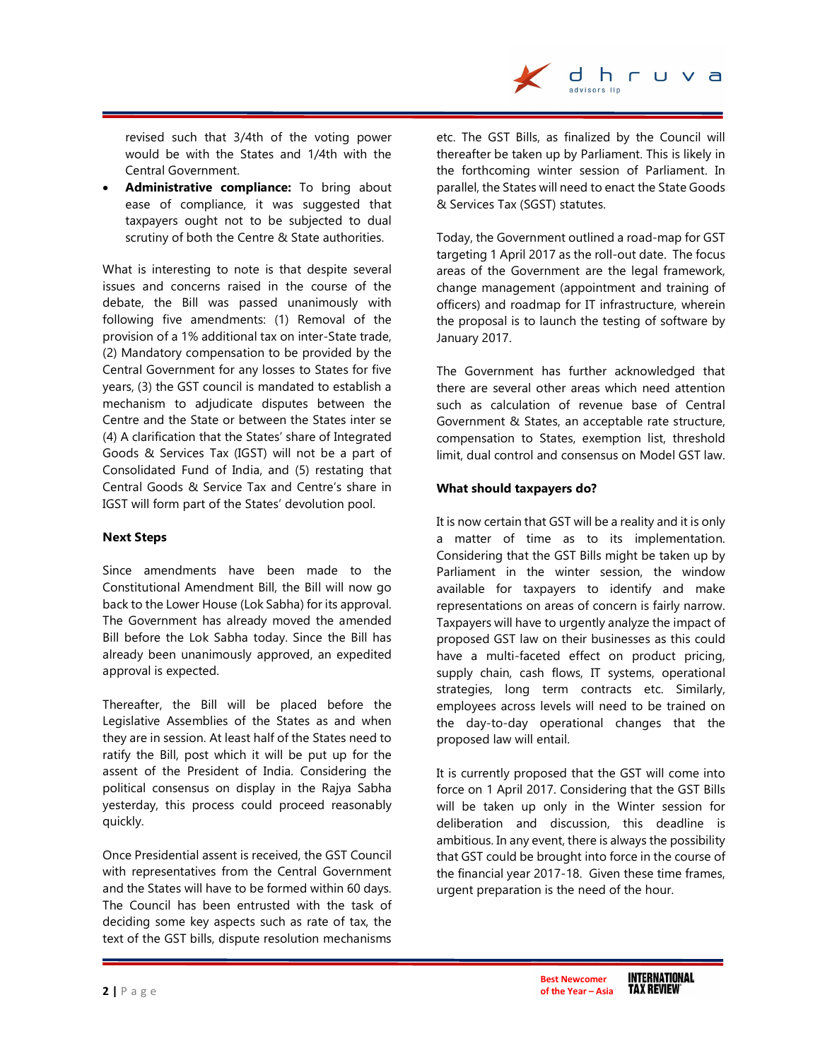revised such that 3/4th of the voting power would be with the States and 1/4th with the Central Government.

- **Administrative compliance:** To bring about ease of compliance, it was suggested that taxpayers ought not to be subjected to dual scrutiny of both the Centre & State authorities.

What is interesting to note is that despite several issues and concerns raised in the course of the debate, the Bill was passed unanimously with following five amendments: (1) Removal of the provision of a 1% additional tax on inter-State trade, (2) Mandatory compensation to be provided by the Central Government for any losses to States for five years, (3) the GST council is mandated to establish a mechanism to adjudicate disputes between the Centre and the State or between the States inter se (4) A clarification that the States' share of Integrated Goods & Services Tax (IGST) will not be a part of Consolidated Fund of India, and (5) restating that Central Goods & Service Tax and Centre's share in IGST will form part of the States' devolution pool.

**Next Steps**

Since amendments have been made to the Constitutional Amendment Bill, the Bill will now go back to the Lower House (Lok Sabha) for its approval. The Government has already moved the amended Bill before the Lok Sabha today. Since the Bill has already been unanimously approved, an expedited approval is expected.

Thereafter, the Bill will be placed before the Legislative Assemblies of the States as and when they are in session. At least half of the States need to ratify the Bill, post which it will be put up for the assent of the President of India. Considering the political consensus on display in the Rajya Sabha yesterday, this process could proceed reasonably quickly.

Once Presidential assent is received, the GST Council with representatives from the Central Government and the States will have to be formed within 60 days. The Council has been entrusted with the task of deciding some key aspects such as rate of tax, the text of the GST bills, dispute resolution mechanisms etc. The GST Bills, as finalized by the Council will thereafter be taken up by Parliament. This is likely in the forthcoming winter session of Parliament. In parallel, the States will need to enact the State Goods & Services Tax (SGST) statutes.

Today, the Government outlined a road-map for GST targeting 1 April 2017 as the roll-out date. The focus areas of the Government are the legal framework, change management (appointment and training of officers) and roadmap for IT infrastructure, wherein the proposal is to launch the testing of software by January 2017.

The Government has further acknowledged that there are several other areas which need attention such as calculation of revenue base of Central Government & States, an acceptable rate structure, compensation to States, exemption list, threshold limit, dual control and consensus on Model GST law.

**What should taxpayers do?**

It is now certain that GST will be a reality and it is only a matter of time as to its implementation. Considering that the GST Bills might be taken up by Parliament in the winter session, the window available for taxpayers to identify and make representations on areas of concern is fairly narrow. Taxpayers will have to urgently analyze the impact of proposed GST law on their businesses as this could have a multi-faceted effect on product pricing, supply chain, cash flows, IT systems, operational strategies, long term contracts etc. Similarly, employees across levels will need to be trained on the day-to-day operational changes that the proposed law will entail.

It is currently proposed that the GST will come into force on 1 April 2017. Considering that the GST Bills will be taken up only in the Winter session for deliberation and discussion, this deadline is ambitious. In any event, there is always the possibility that GST could be brought into force in the course of the financial year 2017-18. Given these time frames, urgent preparation is the need of the hour.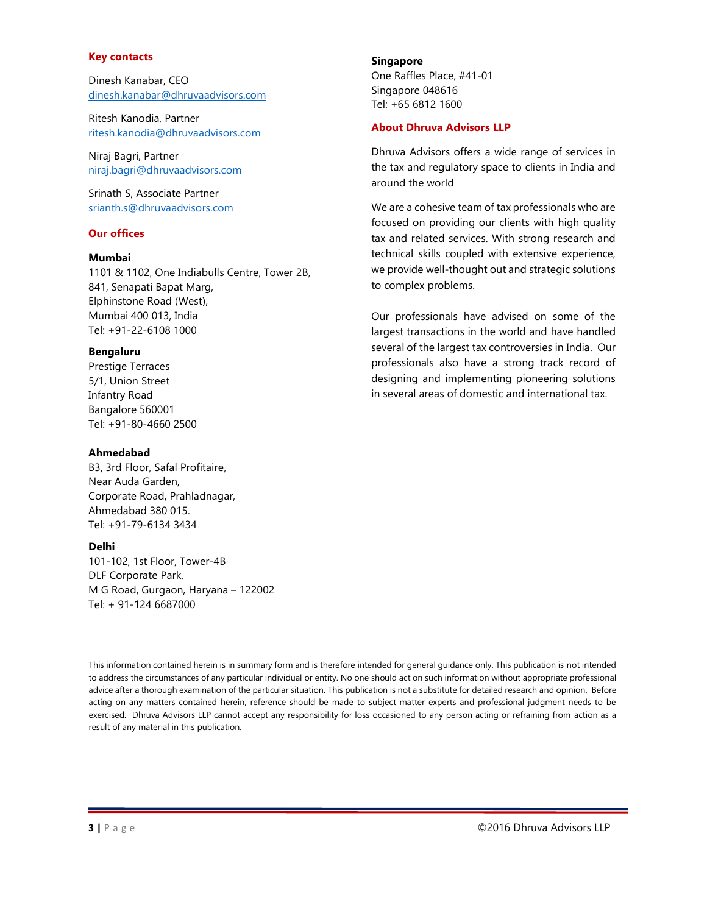## Key contacts

Dinesh Kanabar, CEO
dinesh.kanabar@dhruvaadvisors.com

Ritesh Kanodia, Partner
ritesh.kanodia@dhruvaadvisors.com

Niraj Bagri, Partner
niraj.bagri@dhruvaadvisors.com

Srinath S, Associate Partner
srianth.s@dhruvaadvisors.com

## Our offices

**Mumbai**
1101 & 1102, One Indiabulls Centre, Tower 2B,
841, Senapati Bapat Marg,
Elphinstone Road (West),
Mumbai 400 013, India
Tel: +91-22-6108 1000

**Bengaluru**
Prestige Terraces
5/1, Union Street
Infantry Road
Bangalore 560001
Tel: +91-80-4660 2500

**Ahmedabad**
B3, 3rd Floor, Safal Profitaire,
Near Auda Garden,
Corporate Road, Prahladnagar,
Ahmedabad 380 015.
Tel: +91-79-6134 3434

**Delhi**
101-102, 1st Floor, Tower-4B
DLF Corporate Park,
M G Road, Gurgaon, Haryana – 122002
Tel: + 91-124 6687000

**Singapore**
One Raffles Place, #41-01
Singapore 048616
Tel: +65 6812 1600

## About Dhruva Advisors LLP

Dhruva Advisors offers a wide range of services in the tax and regulatory space to clients in India and around the world

We are a cohesive team of tax professionals who are focused on providing our clients with high quality tax and related services. With strong research and technical skills coupled with extensive experience, we provide well-thought out and strategic solutions to complex problems.

Our professionals have advised on some of the largest transactions in the world and have handled several of the largest tax controversies in India. Our professionals also have a strong track record of designing and implementing pioneering solutions in several areas of domestic and international tax.

This information contained herein is in summary form and is therefore intended for general guidance only. This publication is not intended to address the circumstances of any particular individual or entity. No one should act on such information without appropriate professional advice after a thorough examination of the particular situation. This publication is not a substitute for detailed research and opinion. Before acting on any matters contained herein, reference should be made to subject matter experts and professional judgment needs to be exercised. Dhruva Advisors LLP cannot accept any responsibility for loss occasioned to any person acting or refraining from action as a result of any material in this publication.

©2016 Dhruva Advisors LLP